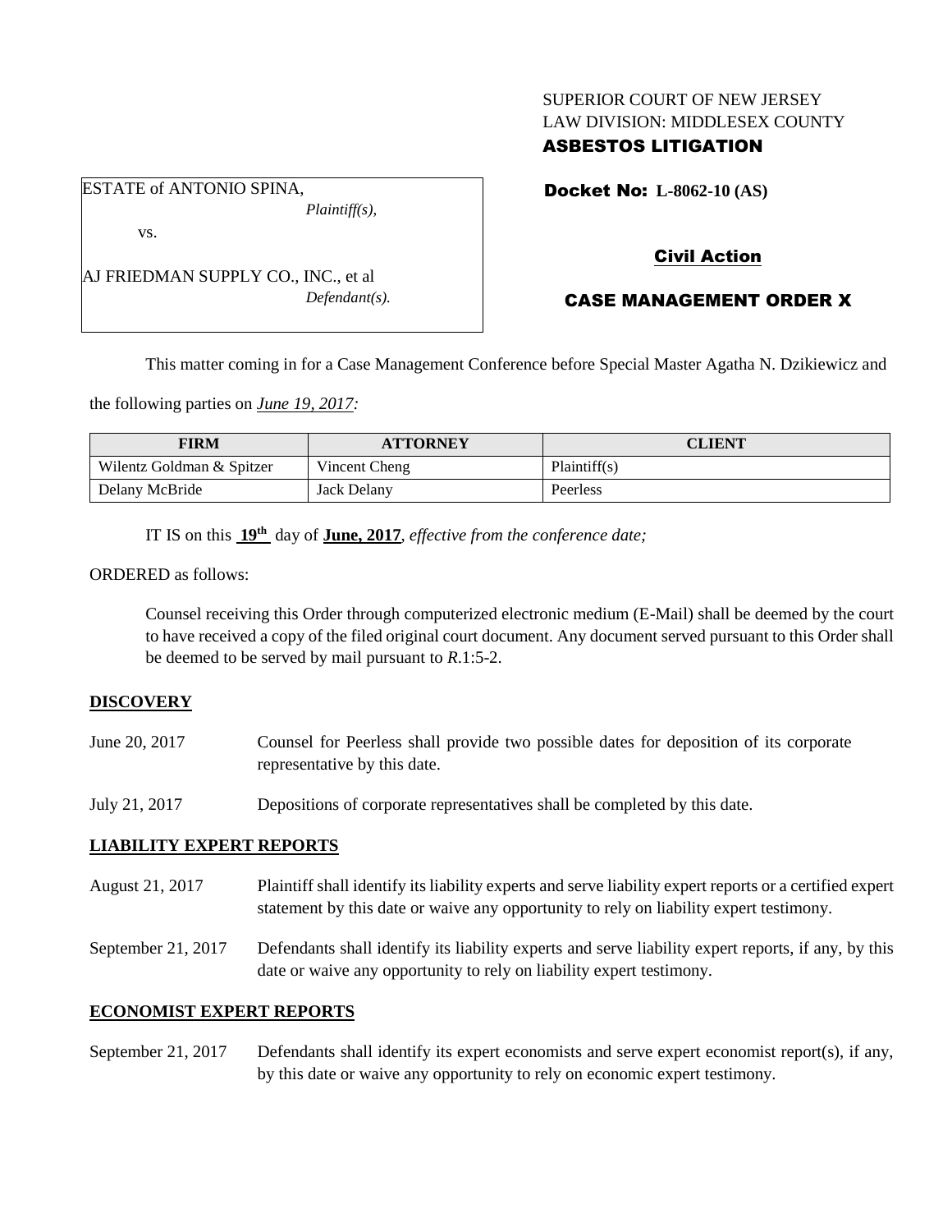SUPERIOR COURT OF NEW JERSEY
LAW DIVISION: MIDDLESEX COUNTY
**ASBESTOS LITIGATION**

ESTATE of ANTONIO SPINA,
*Plaintiff(s),*

vs.

AJ FRIEDMAN SUPPLY CO., INC., et al
*Defendant(s).*

**Docket No: L-8062-10 (AS)**

**Civil Action**

**CASE MANAGEMENT ORDER X**

This matter coming in for a Case Management Conference before Special Master Agatha N. Dzikiewicz and the following parties on *June 19, 2017:*

| FIRM | ATTORNEY | CLIENT |
|---|---|---|
| Wilentz Goldman & Spitzer | Vincent Cheng | Plaintiff(s) |
| Delany McBride | Jack Delany | Peerless |

IT IS on this **19th** day of **June, 2017**, *effective from the conference date;*

ORDERED as follows:

Counsel receiving this Order through computerized electronic medium (E-Mail) shall be deemed by the court to have received a copy of the filed original court document. Any document served pursuant to this Order shall be deemed to be served by mail pursuant to *R*.1:5-2.

**DISCOVERY**

June 20, 2017 — Counsel for Peerless shall provide two possible dates for deposition of its corporate representative by this date.

July 21, 2017 — Depositions of corporate representatives shall be completed by this date.

**LIABILITY EXPERT REPORTS**

August 21, 2017 — Plaintiff shall identify its liability experts and serve liability expert reports or a certified expert statement by this date or waive any opportunity to rely on liability expert testimony.

September 21, 2017 — Defendants shall identify its liability experts and serve liability expert reports, if any, by this date or waive any opportunity to rely on liability expert testimony.

**ECONOMIST EXPERT REPORTS**

September 21, 2017 — Defendants shall identify its expert economists and serve expert economist report(s), if any, by this date or waive any opportunity to rely on economic expert testimony.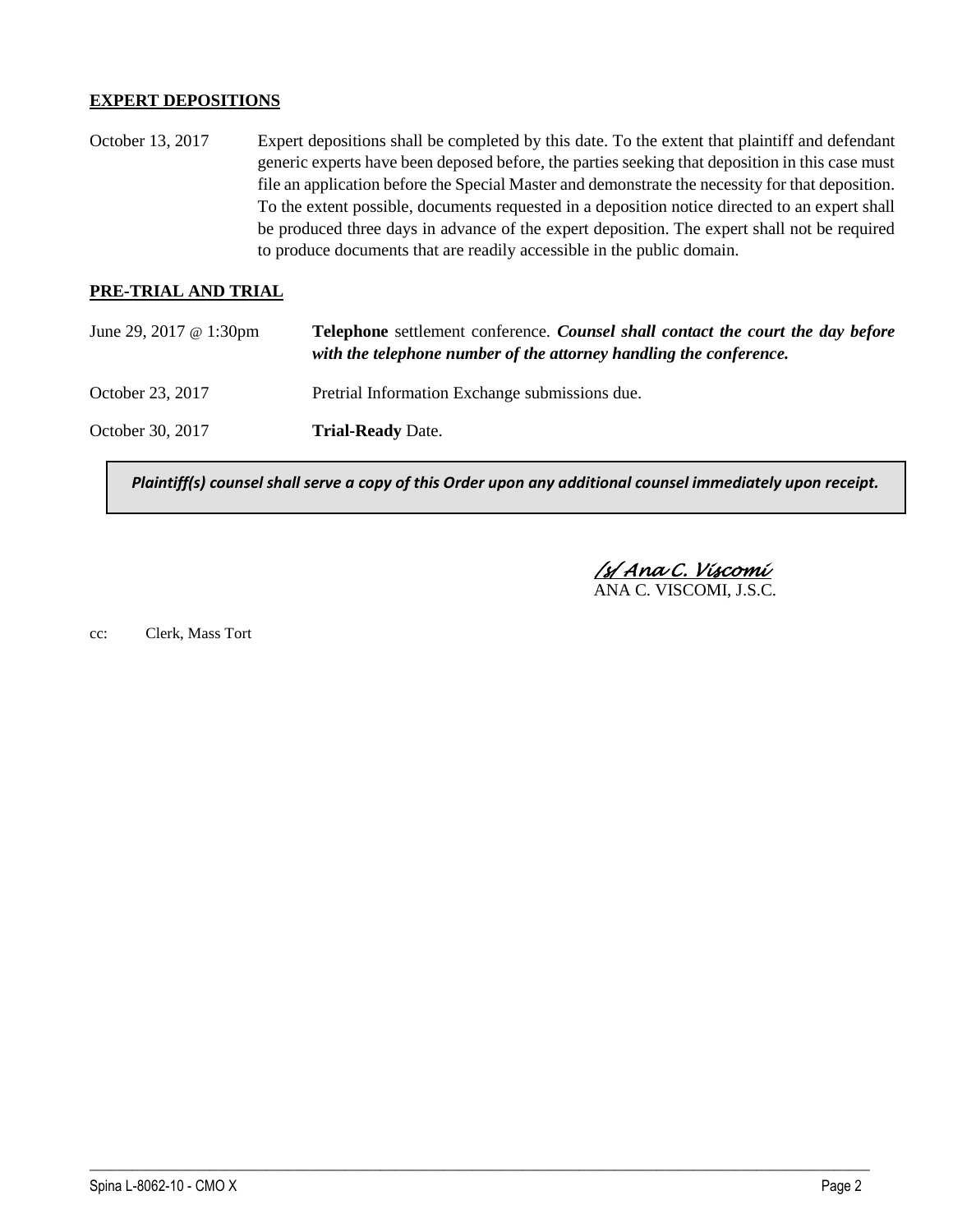**EXPERT DEPOSITIONS**

| | |
|---|---|
| October 13, 2017 | Expert depositions shall be completed by this date. To the extent that plaintiff and defendant generic experts have been deposed before, the parties seeking that deposition in this case must file an application before the Special Master and demonstrate the necessity for that deposition. To the extent possible, documents requested in a deposition notice directed to an expert shall be produced three days in advance of the expert deposition. The expert shall not be required to produce documents that are readily accessible in the public domain. |

**PRE-TRIAL AND TRIAL**

| | |
|---|---|
| June 29, 2017 @ 1:30pm | **Telephone** settlement conference. ***Counsel shall contact the court the day before with the telephone number of the attorney handling the conference.*** |
| October 23, 2017 | Pretrial Information Exchange submissions due. |
| October 30, 2017 | **Trial-Ready** Date. |

***Plaintiff(s) counsel shall serve a copy of this Order upon any additional counsel immediately upon receipt.***

*/s/ Ana C. Viscomi*
ANA C. VISCOMI, J.S.C.

cc: Clerk, Mass Tort